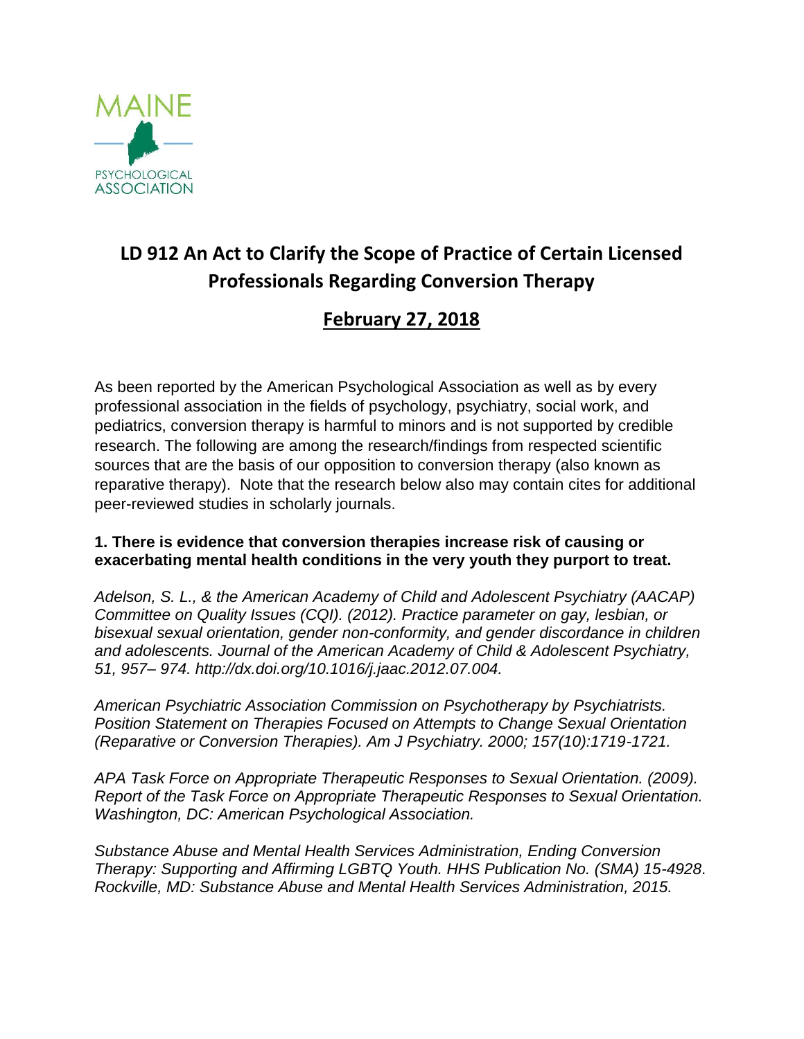MAINE

PSYCHOLOGICAL ASSOCIATION

# LD 912 An Act to Clarify the Scope of Practice of Certain Licensed Professionals Regarding Conversion Therapy

## February 27, 2018

As been reported by the American Psychological Association as well as by every professional association in the fields of psychology, psychiatry, social work, and pediatrics, conversion therapy is harmful to minors and is not supported by credible research. The following are among the research/findings from respected scientific sources that are the basis of our opposition to conversion therapy (also known as reparative therapy). Note that the research below also may contain cites for additional peer-reviewed studies in scholarly journals.

**1. There is evidence that conversion therapies increase risk of causing or exacerbating mental health conditions in the very youth they purport to treat.**

*Adelson, S. L., & the American Academy of Child and Adolescent Psychiatry (AACAP) Committee on Quality Issues (CQI). (2012). Practice parameter on gay, lesbian, or bisexual sexual orientation, gender non-conformity, and gender discordance in children and adolescents. Journal of the American Academy of Child & Adolescent Psychiatry, 51, 957– 974. http://dx.doi.org/10.1016/j.jaac.2012.07.004.*

*American Psychiatric Association Commission on Psychotherapy by Psychiatrists. Position Statement on Therapies Focused on Attempts to Change Sexual Orientation (Reparative or Conversion Therapies). Am J Psychiatry. 2000; 157(10):1719-1721.*

*APA Task Force on Appropriate Therapeutic Responses to Sexual Orientation. (2009). Report of the Task Force on Appropriate Therapeutic Responses to Sexual Orientation. Washington, DC: American Psychological Association.*

*Substance Abuse and Mental Health Services Administration, Ending Conversion Therapy: Supporting and Affirming LGBTQ Youth. HHS Publication No. (SMA) 15-4928. Rockville, MD: Substance Abuse and Mental Health Services Administration, 2015.*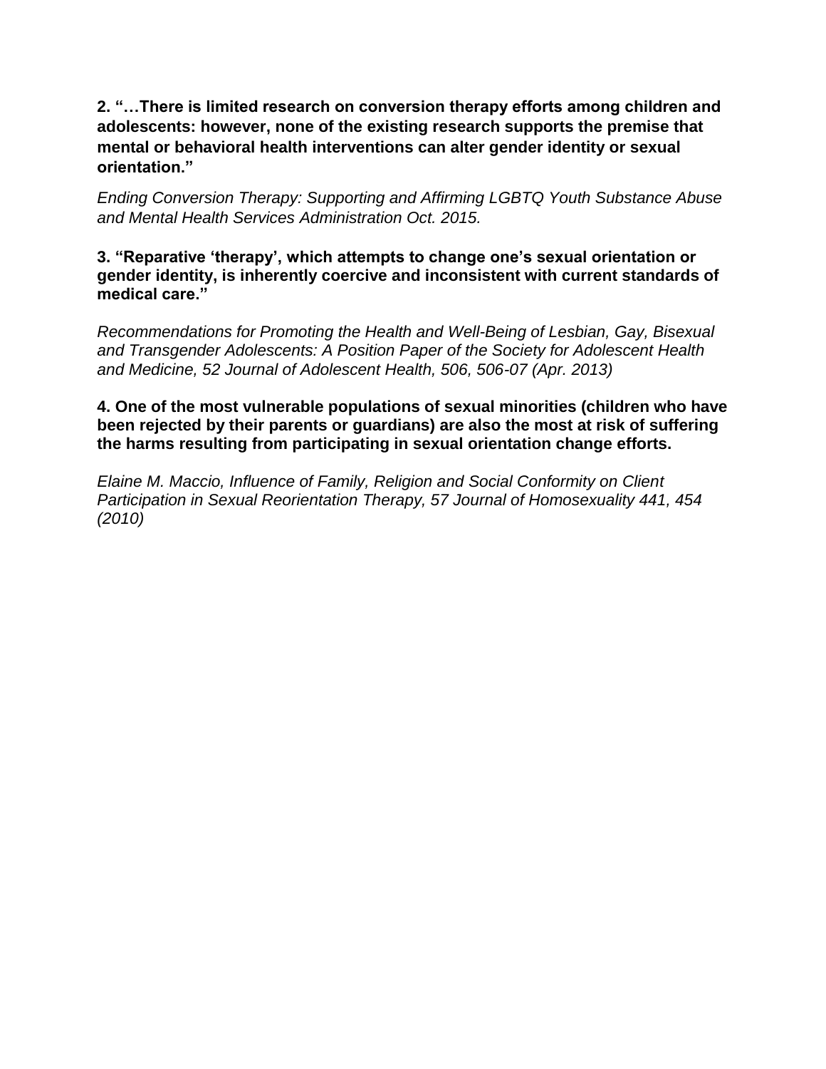**2. "…There is limited research on conversion therapy efforts among children and adolescents: however, none of the existing research supports the premise that mental or behavioral health interventions can alter gender identity or sexual orientation."**

*Ending Conversion Therapy: Supporting and Affirming LGBTQ Youth Substance Abuse and Mental Health Services Administration Oct. 2015.*

**3. "Reparative 'therapy', which attempts to change one's sexual orientation or gender identity, is inherently coercive and inconsistent with current standards of medical care."**

*Recommendations for Promoting the Health and Well-Being of Lesbian, Gay, Bisexual and Transgender Adolescents: A Position Paper of the Society for Adolescent Health and Medicine, 52 Journal of Adolescent Health, 506, 506-07 (Apr. 2013)*

**4. One of the most vulnerable populations of sexual minorities (children who have been rejected by their parents or guardians) are also the most at risk of suffering the harms resulting from participating in sexual orientation change efforts.**

*Elaine M. Maccio, Influence of Family, Religion and Social Conformity on Client Participation in Sexual Reorientation Therapy, 57 Journal of Homosexuality 441, 454 (2010)*